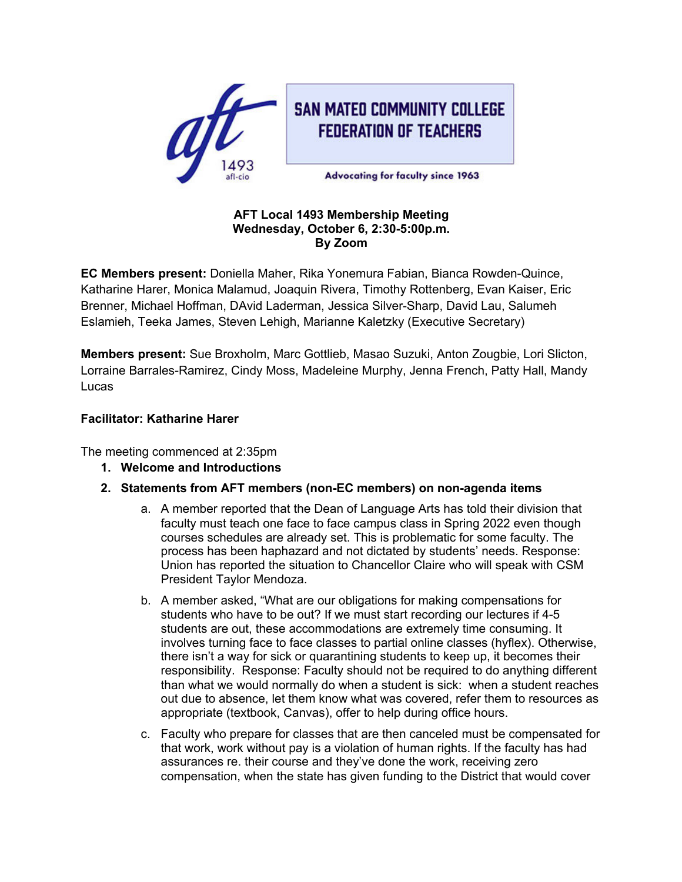SAN MATEO COMMUNITY COLLEGE FEDERATION OF TEACHERS

Advocating for faculty since 1963

**AFT Local 1493 Membership Meeting**
**Wednesday, October 6, 2:30-5:00p.m.**
**By Zoom**

**EC Members present:** Doniella Maher, Rika Yonemura Fabian, Bianca Rowden-Quince, Katharine Harer, Monica Malamud, Joaquin Rivera, Timothy Rottenberg, Evan Kaiser, Eric Brenner, Michael Hoffman, DAvid Laderman, Jessica Silver-Sharp, David Lau, Salumeh Eslamieh, Teeka James, Steven Lehigh, Marianne Kaletzky (Executive Secretary)

**Members present:** Sue Broxholm, Marc Gottlieb, Masao Suzuki, Anton Zougbie, Lori Slicton, Lorraine Barrales-Ramirez, Cindy Moss, Madeleine Murphy, Jenna French, Patty Hall, Mandy Lucas

**Facilitator: Katharine Harer**

The meeting commenced at 2:35pm

1. **Welcome and Introductions**
2. **Statements from AFT members (non-EC members) on non-agenda items**
    a. A member reported that the Dean of Language Arts has told their division that faculty must teach one face to face campus class in Spring 2022 even though courses schedules are already set. This is problematic for some faculty. The process has been haphazard and not dictated by students' needs. Response: Union has reported the situation to Chancellor Claire who will speak with CSM President Taylor Mendoza.
    b. A member asked, "What are our obligations for making compensations for students who have to be out? If we must start recording our lectures if 4-5 students are out, these accommodations are extremely time consuming. It involves turning face to face classes to partial online classes (hyflex). Otherwise, there isn't a way for sick or quarantining students to keep up, it becomes their responsibility. Response: Faculty should not be required to do anything different than what we would normally do when a student is sick: when a student reaches out due to absence, let them know what was covered, refer them to resources as appropriate (textbook, Canvas), offer to help during office hours.
    c. Faculty who prepare for classes that are then canceled must be compensated for that work, work without pay is a violation of human rights. If the faculty has had assurances re. their course and they've done the work, receiving zero compensation, when the state has given funding to the District that would cover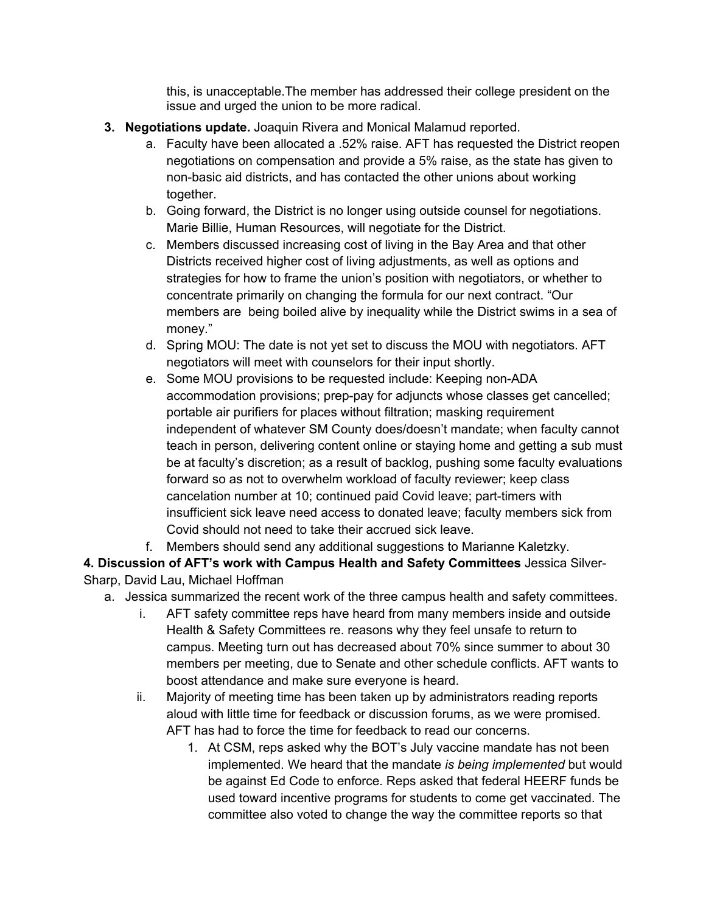this, is unacceptable.The member has addressed their college president on the issue and urged the union to be more radical.

3. **Negotiations update.** Joaquin Rivera and Monical Malamud reported.
   a. Faculty have been allocated a .52% raise. AFT has requested the District reopen negotiations on compensation and provide a 5% raise, as the state has given to non-basic aid districts, and has contacted the other unions about working together.
   b. Going forward, the District is no longer using outside counsel for negotiations. Marie Billie, Human Resources, will negotiate for the District.
   c. Members discussed increasing cost of living in the Bay Area and that other Districts received higher cost of living adjustments, as well as options and strategies for how to frame the union's position with negotiators, or whether to concentrate primarily on changing the formula for our next contract. "Our members are  being boiled alive by inequality while the District swims in a sea of money."
   d. Spring MOU: The date is not yet set to discuss the MOU with negotiators. AFT negotiators will meet with counselors for their input shortly.
   e. Some MOU provisions to be requested include: Keeping non-ADA accommodation provisions; prep-pay for adjuncts whose classes get cancelled; portable air purifiers for places without filtration; masking requirement independent of whatever SM County does/doesn't mandate; when faculty cannot teach in person, delivering content online or staying home and getting a sub must be at faculty's discretion; as a result of backlog, pushing some faculty evaluations forward so as not to overwhelm workload of faculty reviewer; keep class cancelation number at 10; continued paid Covid leave; part-timers with insufficient sick leave need access to donated leave; faculty members sick from Covid should not need to take their accrued sick leave.
   f. Members should send any additional suggestions to Marianne Kaletzky.

**4. Discussion of AFT's work with Campus Health and Safety Committees** Jessica Silver-Sharp, David Lau, Michael Hoffman

a. Jessica summarized the recent work of the three campus health and safety committees.
   i. AFT safety committee reps have heard from many members inside and outside Health & Safety Committees re. reasons why they feel unsafe to return to campus. Meeting turn out has decreased about 70% since summer to about 30 members per meeting, due to Senate and other schedule conflicts. AFT wants to boost attendance and make sure everyone is heard.
   ii. Majority of meeting time has been taken up by administrators reading reports aloud with little time for feedback or discussion forums, as we were promised. AFT has had to force the time for feedback to read our concerns.
      1. At CSM, reps asked why the BOT's July vaccine mandate has not been implemented. We heard that the mandate *is being implemented* but would be against Ed Code to enforce. Reps asked that federal HEERF funds be used toward incentive programs for students to come get vaccinated. The committee also voted to change the way the committee reports so that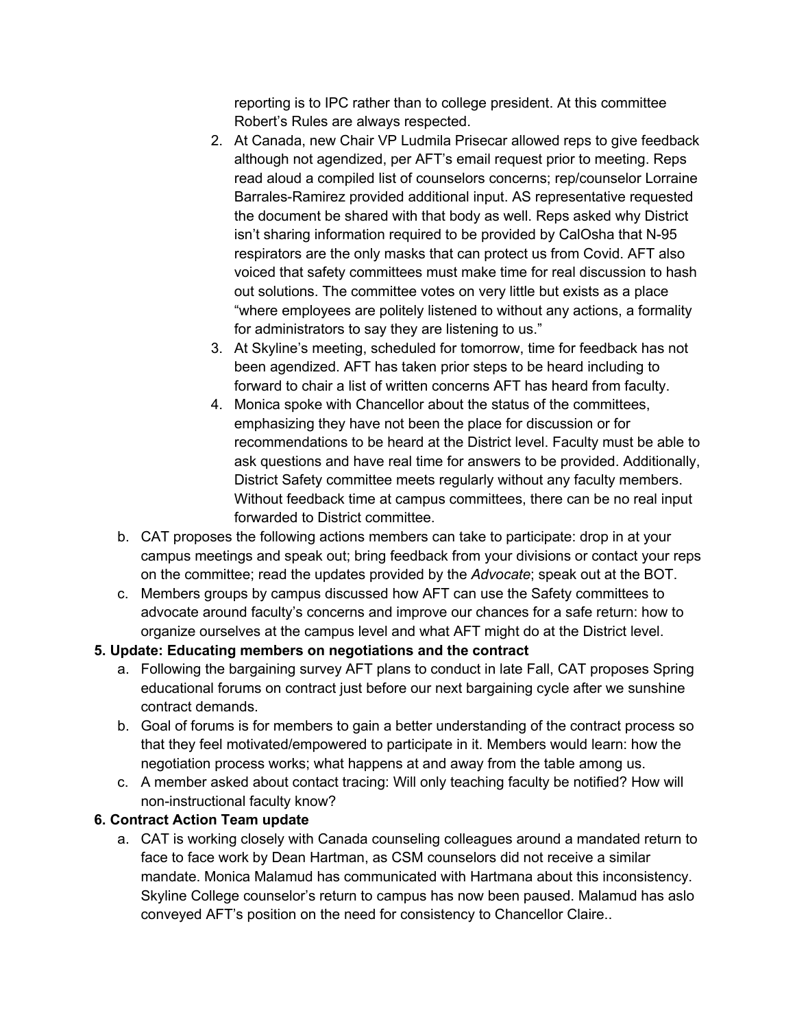reporting is to IPC rather than to college president. At this committee Robert's Rules are always respected.

2. At Canada, new Chair VP Ludmila Prisecar allowed reps to give feedback although not agendized, per AFT's email request prior to meeting. Reps read aloud a compiled list of counselors concerns; rep/counselor Lorraine Barrales-Ramirez provided additional input. AS representative requested the document be shared with that body as well. Reps asked why District isn't sharing information required to be provided by CalOsha that N-95 respirators are the only masks that can protect us from Covid. AFT also voiced that safety committees must make time for real discussion to hash out solutions. The committee votes on very little but exists as a place "where employees are politely listened to without any actions, a formality for administrators to say they are listening to us."
3. At Skyline's meeting, scheduled for tomorrow, time for feedback has not been agendized. AFT has taken prior steps to be heard including to forward to chair a list of written concerns AFT has heard from faculty.
4. Monica spoke with Chancellor about the status of the committees, emphasizing they have not been the place for discussion or for recommendations to be heard at the District level. Faculty must be able to ask questions and have real time for answers to be provided. Additionally, District Safety committee meets regularly without any faculty members. Without feedback time at campus committees, there can be no real input forwarded to District committee.

b. CAT proposes the following actions members can take to participate: drop in at your campus meetings and speak out; bring feedback from your divisions or contact your reps on the committee; read the updates provided by the *Advocate*; speak out at the BOT.

c. Members groups by campus discussed how AFT can use the Safety committees to advocate around faculty's concerns and improve our chances for a safe return: how to organize ourselves at the campus level and what AFT might do at the District level.

**5. Update: Educating members on negotiations and the contract**

a. Following the bargaining survey AFT plans to conduct in late Fall, CAT proposes Spring educational forums on contract just before our next bargaining cycle after we sunshine contract demands.

b. Goal of forums is for members to gain a better understanding of the contract process so that they feel motivated/empowered to participate in it. Members would learn: how the negotiation process works; what happens at and away from the table among us.

c. A member asked about contact tracing: Will only teaching faculty be notified? How will non-instructional faculty know?

**6. Contract Action Team update**

a. CAT is working closely with Canada counseling colleagues around a mandated return to face to face work by Dean Hartman, as CSM counselors did not receive a similar mandate. Monica Malamud has communicated with Hartmana about this inconsistency. Skyline College counselor's return to campus has now been paused. Malamud has aslo conveyed AFT's position on the need for consistency to Chancellor Claire..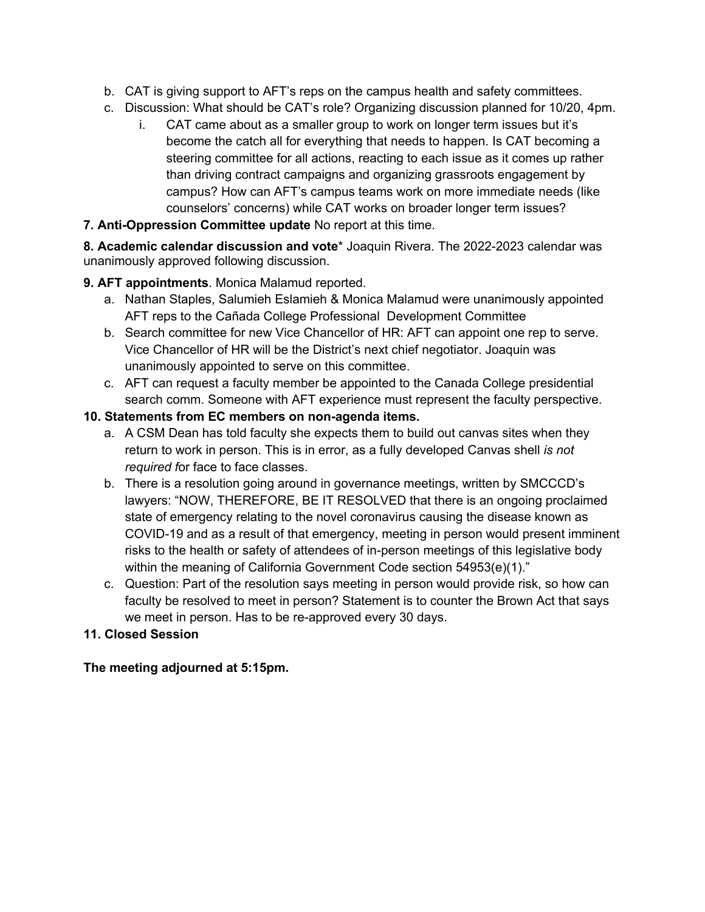b. CAT is giving support to AFT's reps on the campus health and safety committees.
c. Discussion: What should be CAT's role? Organizing discussion planned for 10/20, 4pm.
    i. CAT came about as a smaller group to work on longer term issues but it's become the catch all for everything that needs to happen. Is CAT becoming a steering committee for all actions, reacting to each issue as it comes up rather than driving contract campaigns and organizing grassroots engagement by campus? How can AFT's campus teams work on more immediate needs (like counselors' concerns) while CAT works on broader longer term issues?

**7. Anti-Oppression Committee update** No report at this time.

**8. Academic calendar discussion and vote*** Joaquin Rivera. The 2022-2023 calendar was unanimously approved following discussion.

**9. AFT appointments**. Monica Malamud reported.

a. Nathan Staples, Salumieh Eslamieh & Monica Malamud were unanimously appointed AFT reps to the Cañada College Professional Development Committee
b. Search committee for new Vice Chancellor of HR: AFT can appoint one rep to serve. Vice Chancellor of HR will be the District's next chief negotiator. Joaquin was unanimously appointed to serve on this committee.
c. AFT can request a faculty member be appointed to the Canada College presidential search comm. Someone with AFT experience must represent the faculty perspective.

**10. Statements from EC members on non-agenda items.**

a. A CSM Dean has told faculty she expects them to build out canvas sites when they return to work in person. This is in error, as a fully developed Canvas shell *is not required f*or face to face classes.
b. There is a resolution going around in governance meetings, written by SMCCCD's lawyers: "NOW, THEREFORE, BE IT RESOLVED that there is an ongoing proclaimed state of emergency relating to the novel coronavirus causing the disease known as COVID-19 and as a result of that emergency, meeting in person would present imminent risks to the health or safety of attendees of in-person meetings of this legislative body within the meaning of California Government Code section 54953(e)(1)."
c. Question: Part of the resolution says meeting in person would provide risk, so how can faculty be resolved to meet in person? Statement is to counter the Brown Act that says we meet in person. Has to be re-approved every 30 days.

**11. Closed Session**

**The meeting adjourned at 5:15pm.**